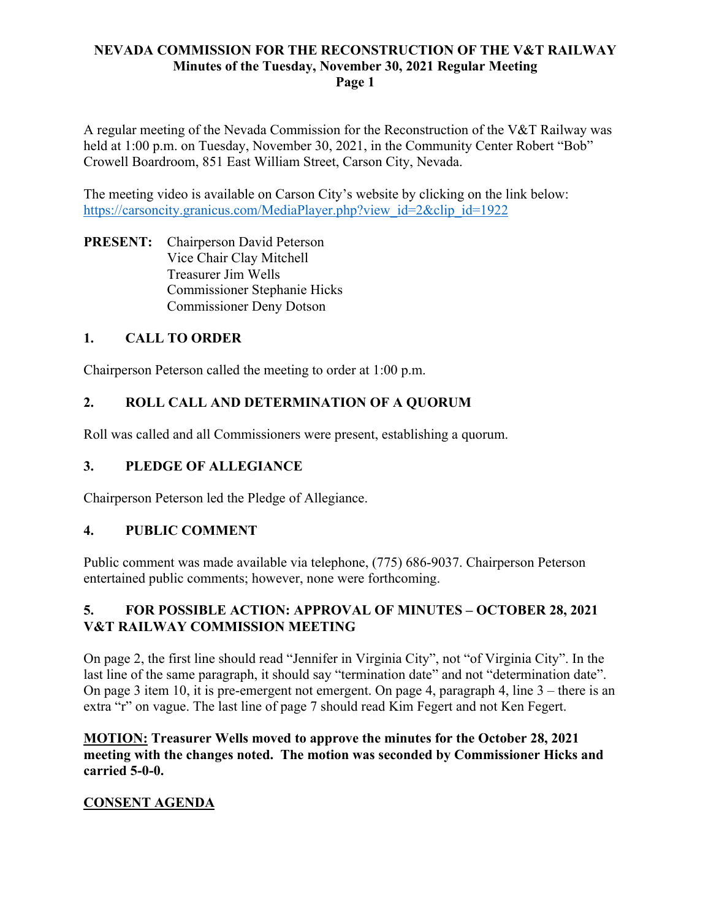# NEVADA COMMISSION FOR THE RECONSTRUCTION OF THE V&T RAILWAY
## Minutes of the Tuesday, November 30, 2021 Regular Meeting

A regular meeting of the Nevada Commission for the Reconstruction of the V&T Railway was held at 1:00 p.m. on Tuesday, November 30, 2021, in the Community Center Robert "Bob" Crowell Boardroom, 851 East William Street, Carson City, Nevada.

The meeting video is available on Carson City's website by clicking on the link below:
https://carsoncity.granicus.com/MediaPlayer.php?view_id=2&clip_id=1922

**PRESENT:** Chairperson David Peterson
Vice Chair Clay Mitchell
Treasurer Jim Wells
Commissioner Stephanie Hicks
Commissioner Deny Dotson

### 1. CALL TO ORDER

Chairperson Peterson called the meeting to order at 1:00 p.m.

### 2. ROLL CALL AND DETERMINATION OF A QUORUM

Roll was called and all Commissioners were present, establishing a quorum.

### 3. PLEDGE OF ALLEGIANCE

Chairperson Peterson led the Pledge of Allegiance.

### 4. PUBLIC COMMENT

Public comment was made available via telephone, (775) 686-9037. Chairperson Peterson entertained public comments; however, none were forthcoming.

### 5. FOR POSSIBLE ACTION: APPROVAL OF MINUTES – OCTOBER 28, 2021 V&T RAILWAY COMMISSION MEETING

On page 2, the first line should read "Jennifer in Virginia City", not "of Virginia City". In the last line of the same paragraph, it should say "termination date" and not "determination date". On page 3 item 10, it is pre-emergent not emergent. On page 4, paragraph 4, line 3 – there is an extra "r" on vague. The last line of page 7 should read Kim Fegert and not Ken Fegert.

**MOTION: Treasurer Wells moved to approve the minutes for the October 28, 2021 meeting with the changes noted. The motion was seconded by Commissioner Hicks and carried 5-0-0.**

**CONSENT AGENDA**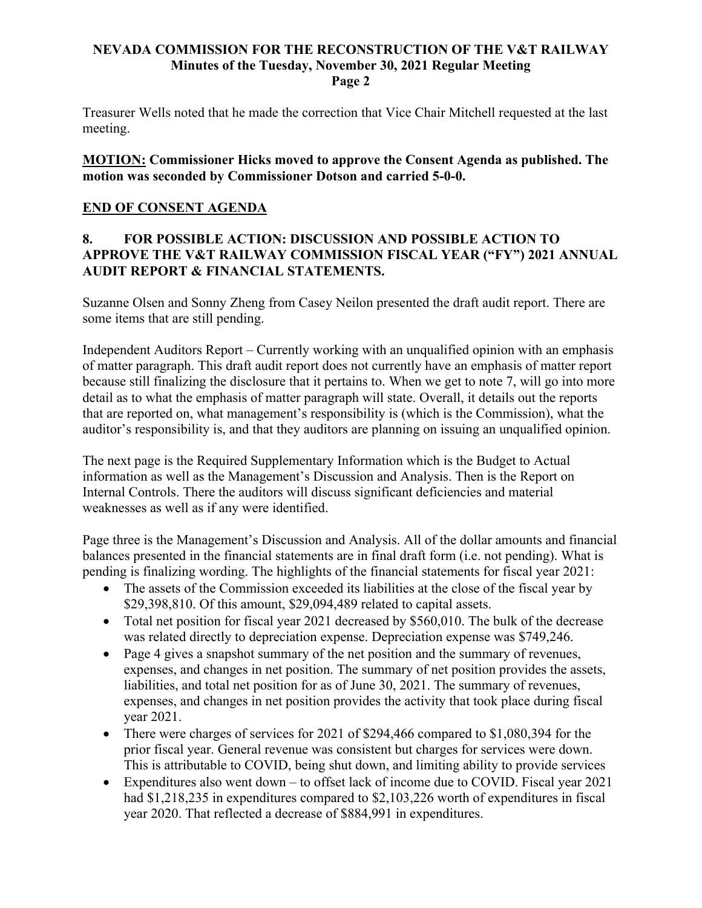Treasurer Wells noted that he made the correction that Vice Chair Mitchell requested at the last meeting.

**MOTION: Commissioner Hicks moved to approve the Consent Agenda as published. The motion was seconded by Commissioner Dotson and carried 5-0-0.**

**END OF CONSENT AGENDA**

## 8. FOR POSSIBLE ACTION: DISCUSSION AND POSSIBLE ACTION TO APPROVE THE V&T RAILWAY COMMISSION FISCAL YEAR ("FY") 2021 ANNUAL AUDIT REPORT & FINANCIAL STATEMENTS.

Suzanne Olsen and Sonny Zheng from Casey Neilon presented the draft audit report. There are some items that are still pending.

Independent Auditors Report – Currently working with an unqualified opinion with an emphasis of matter paragraph. This draft audit report does not currently have an emphasis of matter report because still finalizing the disclosure that it pertains to. When we get to note 7, will go into more detail as to what the emphasis of matter paragraph will state. Overall, it details out the reports that are reported on, what management's responsibility is (which is the Commission), what the auditor's responsibility is, and that they auditors are planning on issuing an unqualified opinion.

The next page is the Required Supplementary Information which is the Budget to Actual information as well as the Management's Discussion and Analysis. Then is the Report on Internal Controls. There the auditors will discuss significant deficiencies and material weaknesses as well as if any were identified.

Page three is the Management's Discussion and Analysis. All of the dollar amounts and financial balances presented in the financial statements are in final draft form (i.e. not pending). What is pending is finalizing wording. The highlights of the financial statements for fiscal year 2021:

- The assets of the Commission exceeded its liabilities at the close of the fiscal year by $29,398,810. Of this amount, $29,094,489 related to capital assets.
- Total net position for fiscal year 2021 decreased by $560,010. The bulk of the decrease was related directly to depreciation expense. Depreciation expense was $749,246.
- Page 4 gives a snapshot summary of the net position and the summary of revenues, expenses, and changes in net position. The summary of net position provides the assets, liabilities, and total net position for as of June 30, 2021. The summary of revenues, expenses, and changes in net position provides the activity that took place during fiscal year 2021.
- There were charges of services for 2021 of $294,466 compared to $1,080,394 for the prior fiscal year. General revenue was consistent but charges for services were down. This is attributable to COVID, being shut down, and limiting ability to provide services
- Expenditures also went down – to offset lack of income due to COVID. Fiscal year 2021 had $1,218,235 in expenditures compared to $2,103,226 worth of expenditures in fiscal year 2020. That reflected a decrease of $884,991 in expenditures.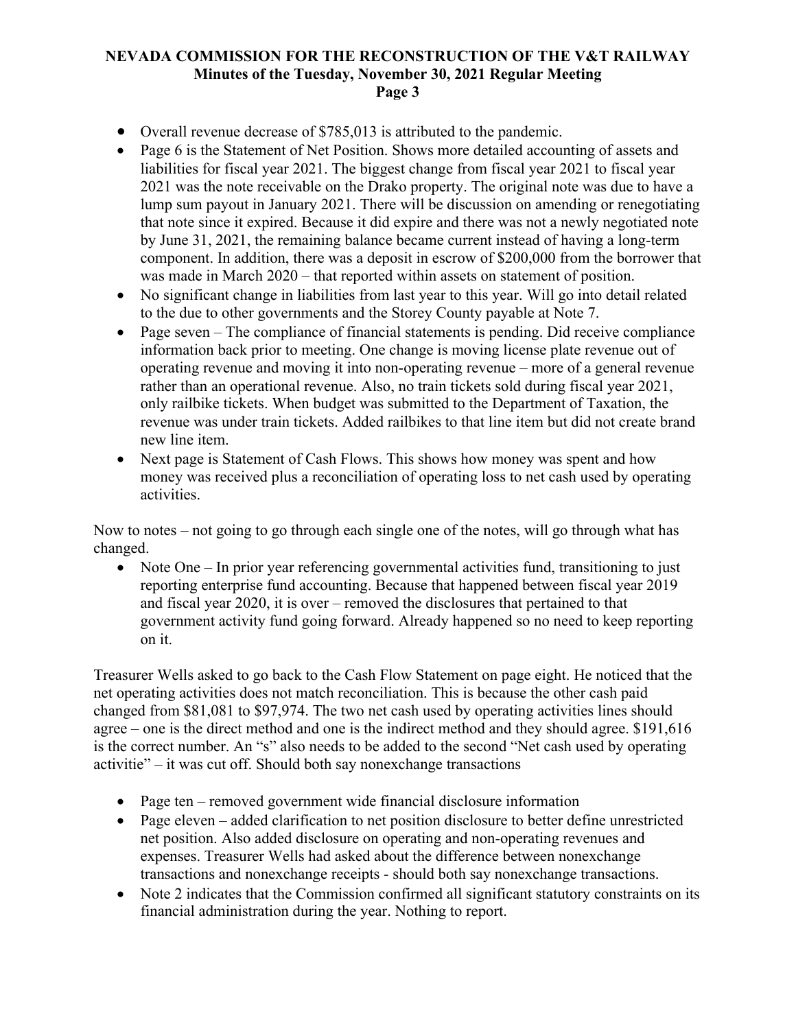- Overall revenue decrease of $785,013 is attributed to the pandemic.
- Page 6 is the Statement of Net Position. Shows more detailed accounting of assets and liabilities for fiscal year 2021. The biggest change from fiscal year 2021 to fiscal year 2021 was the note receivable on the Drako property. The original note was due to have a lump sum payout in January 2021. There will be discussion on amending or renegotiating that note since it expired. Because it did expire and there was not a newly negotiated note by June 31, 2021, the remaining balance became current instead of having a long-term component. In addition, there was a deposit in escrow of $200,000 from the borrower that was made in March 2020 – that reported within assets on statement of position.
- No significant change in liabilities from last year to this year. Will go into detail related to the due to other governments and the Storey County payable at Note 7.
- Page seven – The compliance of financial statements is pending. Did receive compliance information back prior to meeting. One change is moving license plate revenue out of operating revenue and moving it into non-operating revenue – more of a general revenue rather than an operational revenue. Also, no train tickets sold during fiscal year 2021, only railbike tickets. When budget was submitted to the Department of Taxation, the revenue was under train tickets. Added railbikes to that line item but did not create brand new line item.
- Next page is Statement of Cash Flows. This shows how money was spent and how money was received plus a reconciliation of operating loss to net cash used by operating activities.

Now to notes – not going to go through each single one of the notes, will go through what has changed.

- Note One – In prior year referencing governmental activities fund, transitioning to just reporting enterprise fund accounting. Because that happened between fiscal year 2019 and fiscal year 2020, it is over – removed the disclosures that pertained to that government activity fund going forward. Already happened so no need to keep reporting on it.

Treasurer Wells asked to go back to the Cash Flow Statement on page eight. He noticed that the net operating activities does not match reconciliation. This is because the other cash paid changed from $81,081 to $97,974. The two net cash used by operating activities lines should agree – one is the direct method and one is the indirect method and they should agree. $191,616 is the correct number. An "s" also needs to be added to the second "Net cash used by operating activitie" – it was cut off. Should both say nonexchange transactions

- Page ten – removed government wide financial disclosure information
- Page eleven – added clarification to net position disclosure to better define unrestricted net position. Also added disclosure on operating and non-operating revenues and expenses. Treasurer Wells had asked about the difference between nonexchange transactions and nonexchange receipts - should both say nonexchange transactions.
- Note 2 indicates that the Commission confirmed all significant statutory constraints on its financial administration during the year. Nothing to report.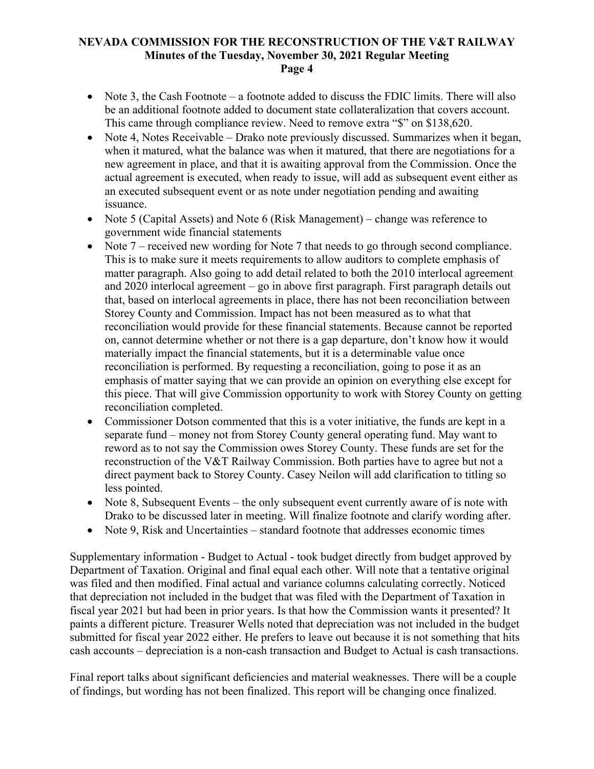- Note 3, the Cash Footnote – a footnote added to discuss the FDIC limits. There will also be an additional footnote added to document state collateralization that covers account. This came through compliance review. Need to remove extra "$" on $138,620.
- Note 4, Notes Receivable – Drako note previously discussed. Summarizes when it began, when it matured, what the balance was when it matured, that there are negotiations for a new agreement in place, and that it is awaiting approval from the Commission. Once the actual agreement is executed, when ready to issue, will add as subsequent event either as an executed subsequent event or as note under negotiation pending and awaiting issuance.
- Note 5 (Capital Assets) and Note 6 (Risk Management) – change was reference to government wide financial statements
- Note 7 – received new wording for Note 7 that needs to go through second compliance. This is to make sure it meets requirements to allow auditors to complete emphasis of matter paragraph. Also going to add detail related to both the 2010 interlocal agreement and 2020 interlocal agreement – go in above first paragraph. First paragraph details out that, based on interlocal agreements in place, there has not been reconciliation between Storey County and Commission. Impact has not been measured as to what that reconciliation would provide for these financial statements. Because cannot be reported on, cannot determine whether or not there is a gap departure, don't know how it would materially impact the financial statements, but it is a determinable value once reconciliation is performed. By requesting a reconciliation, going to pose it as an emphasis of matter saying that we can provide an opinion on everything else except for this piece. That will give Commission opportunity to work with Storey County on getting reconciliation completed.
- Commissioner Dotson commented that this is a voter initiative, the funds are kept in a separate fund – money not from Storey County general operating fund. May want to reword as to not say the Commission owes Storey County. These funds are set for the reconstruction of the V&T Railway Commission. Both parties have to agree but not a direct payment back to Storey County. Casey Neilon will add clarification to titling so less pointed.
- Note 8, Subsequent Events – the only subsequent event currently aware of is note with Drako to be discussed later in meeting. Will finalize footnote and clarify wording after.
- Note 9, Risk and Uncertainties – standard footnote that addresses economic times

Supplementary information - Budget to Actual - took budget directly from budget approved by Department of Taxation. Original and final equal each other. Will note that a tentative original was filed and then modified. Final actual and variance columns calculating correctly. Noticed that depreciation not included in the budget that was filed with the Department of Taxation in fiscal year 2021 but had been in prior years. Is that how the Commission wants it presented? It paints a different picture. Treasurer Wells noted that depreciation was not included in the budget submitted for fiscal year 2022 either. He prefers to leave out because it is not something that hits cash accounts – depreciation is a non-cash transaction and Budget to Actual is cash transactions.

Final report talks about significant deficiencies and material weaknesses. There will be a couple of findings, but wording has not been finalized. This report will be changing once finalized.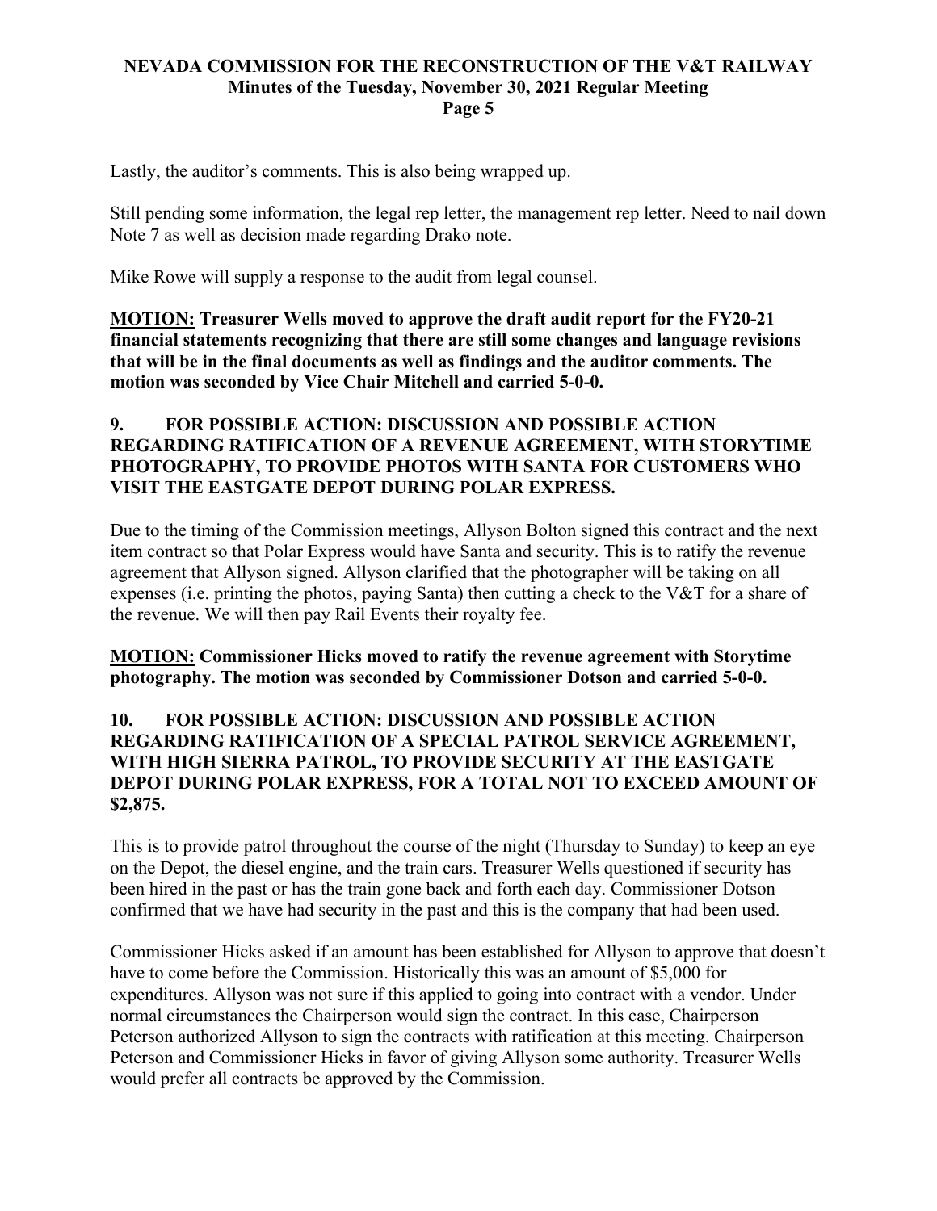Lastly, the auditor's comments. This is also being wrapped up.

Still pending some information, the legal rep letter, the management rep letter. Need to nail down Note 7 as well as decision made regarding Drako note.

Mike Rowe will supply a response to the audit from legal counsel.

**MOTION: Treasurer Wells moved to approve the draft audit report for the FY20-21 financial statements recognizing that there are still some changes and language revisions that will be in the final documents as well as findings and the auditor comments. The motion was seconded by Vice Chair Mitchell and carried 5-0-0.**

**9. FOR POSSIBLE ACTION: DISCUSSION AND POSSIBLE ACTION REGARDING RATIFICATION OF A REVENUE AGREEMENT, WITH STORYTIME PHOTOGRAPHY, TO PROVIDE PHOTOS WITH SANTA FOR CUSTOMERS WHO VISIT THE EASTGATE DEPOT DURING POLAR EXPRESS.**

Due to the timing of the Commission meetings, Allyson Bolton signed this contract and the next item contract so that Polar Express would have Santa and security. This is to ratify the revenue agreement that Allyson signed. Allyson clarified that the photographer will be taking on all expenses (i.e. printing the photos, paying Santa) then cutting a check to the V&T for a share of the revenue. We will then pay Rail Events their royalty fee.

**MOTION: Commissioner Hicks moved to ratify the revenue agreement with Storytime photography. The motion was seconded by Commissioner Dotson and carried 5-0-0.**

**10. FOR POSSIBLE ACTION: DISCUSSION AND POSSIBLE ACTION REGARDING RATIFICATION OF A SPECIAL PATROL SERVICE AGREEMENT, WITH HIGH SIERRA PATROL, TO PROVIDE SECURITY AT THE EASTGATE DEPOT DURING POLAR EXPRESS, FOR A TOTAL NOT TO EXCEED AMOUNT OF $2,875.**

This is to provide patrol throughout the course of the night (Thursday to Sunday) to keep an eye on the Depot, the diesel engine, and the train cars. Treasurer Wells questioned if security has been hired in the past or has the train gone back and forth each day. Commissioner Dotson confirmed that we have had security in the past and this is the company that had been used.

Commissioner Hicks asked if an amount has been established for Allyson to approve that doesn't have to come before the Commission. Historically this was an amount of $5,000 for expenditures. Allyson was not sure if this applied to going into contract with a vendor. Under normal circumstances the Chairperson would sign the contract. In this case, Chairperson Peterson authorized Allyson to sign the contracts with ratification at this meeting. Chairperson Peterson and Commissioner Hicks in favor of giving Allyson some authority. Treasurer Wells would prefer all contracts be approved by the Commission.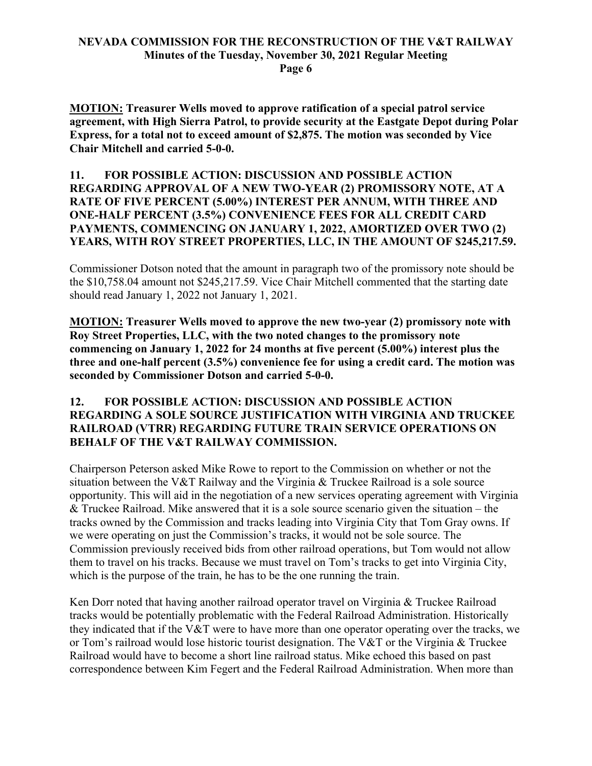**MOTION: Treasurer Wells moved to approve ratification of a special patrol service agreement, with High Sierra Patrol, to provide security at the Eastgate Depot during Polar Express, for a total not to exceed amount of $2,875. The motion was seconded by Vice Chair Mitchell and carried 5-0-0.**

**11. FOR POSSIBLE ACTION: DISCUSSION AND POSSIBLE ACTION REGARDING APPROVAL OF A NEW TWO-YEAR (2) PROMISSORY NOTE, AT A RATE OF FIVE PERCENT (5.00%) INTEREST PER ANNUM, WITH THREE AND ONE-HALF PERCENT (3.5%) CONVENIENCE FEES FOR ALL CREDIT CARD PAYMENTS, COMMENCING ON JANUARY 1, 2022, AMORTIZED OVER TWO (2) YEARS, WITH ROY STREET PROPERTIES, LLC, IN THE AMOUNT OF $245,217.59.**

Commissioner Dotson noted that the amount in paragraph two of the promissory note should be the $10,758.04 amount not $245,217.59. Vice Chair Mitchell commented that the starting date should read January 1, 2022 not January 1, 2021.

**MOTION: Treasurer Wells moved to approve the new two-year (2) promissory note with Roy Street Properties, LLC, with the two noted changes to the promissory note commencing on January 1, 2022 for 24 months at five percent (5.00%) interest plus the three and one-half percent (3.5%) convenience fee for using a credit card. The motion was seconded by Commissioner Dotson and carried 5-0-0.**

**12. FOR POSSIBLE ACTION: DISCUSSION AND POSSIBLE ACTION REGARDING A SOLE SOURCE JUSTIFICATION WITH VIRGINIA AND TRUCKEE RAILROAD (VTRR) REGARDING FUTURE TRAIN SERVICE OPERATIONS ON BEHALF OF THE V&T RAILWAY COMMISSION.**

Chairperson Peterson asked Mike Rowe to report to the Commission on whether or not the situation between the V&T Railway and the Virginia & Truckee Railroad is a sole source opportunity. This will aid in the negotiation of a new services operating agreement with Virginia & Truckee Railroad. Mike answered that it is a sole source scenario given the situation – the tracks owned by the Commission and tracks leading into Virginia City that Tom Gray owns. If we were operating on just the Commission's tracks, it would not be sole source. The Commission previously received bids from other railroad operations, but Tom would not allow them to travel on his tracks. Because we must travel on Tom's tracks to get into Virginia City, which is the purpose of the train, he has to be the one running the train.

Ken Dorr noted that having another railroad operator travel on Virginia & Truckee Railroad tracks would be potentially problematic with the Federal Railroad Administration. Historically they indicated that if the V&T were to have more than one operator operating over the tracks, we or Tom's railroad would lose historic tourist designation. The V&T or the Virginia & Truckee Railroad would have to become a short line railroad status. Mike echoed this based on past correspondence between Kim Fegert and the Federal Railroad Administration. When more than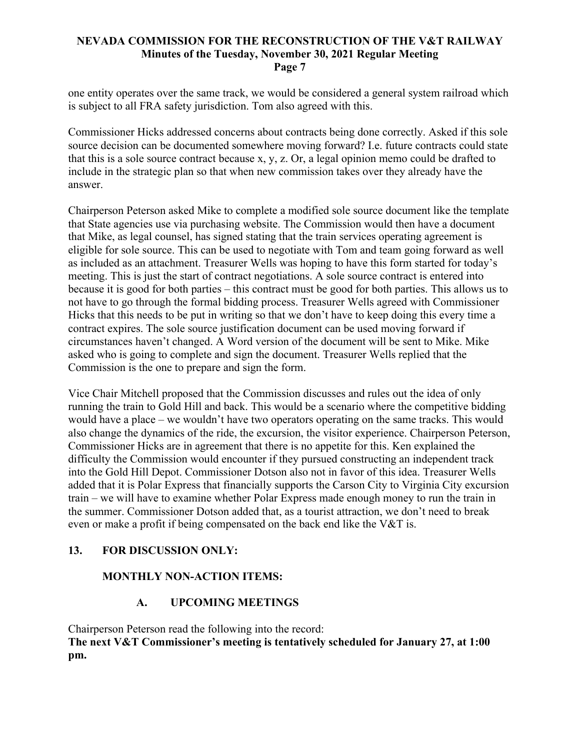one entity operates over the same track, we would be considered a general system railroad which is subject to all FRA safety jurisdiction. Tom also agreed with this.

Commissioner Hicks addressed concerns about contracts being done correctly. Asked if this sole source decision can be documented somewhere moving forward? I.e. future contracts could state that this is a sole source contract because x, y, z. Or, a legal opinion memo could be drafted to include in the strategic plan so that when new commission takes over they already have the answer.

Chairperson Peterson asked Mike to complete a modified sole source document like the template that State agencies use via purchasing website. The Commission would then have a document that Mike, as legal counsel, has signed stating that the train services operating agreement is eligible for sole source. This can be used to negotiate with Tom and team going forward as well as included as an attachment. Treasurer Wells was hoping to have this form started for today's meeting. This is just the start of contract negotiations. A sole source contract is entered into because it is good for both parties – this contract must be good for both parties. This allows us to not have to go through the formal bidding process. Treasurer Wells agreed with Commissioner Hicks that this needs to be put in writing so that we don't have to keep doing this every time a contract expires. The sole source justification document can be used moving forward if circumstances haven't changed. A Word version of the document will be sent to Mike. Mike asked who is going to complete and sign the document. Treasurer Wells replied that the Commission is the one to prepare and sign the form.

Vice Chair Mitchell proposed that the Commission discusses and rules out the idea of only running the train to Gold Hill and back. This would be a scenario where the competitive bidding would have a place – we wouldn't have two operators operating on the same tracks. This would also change the dynamics of the ride, the excursion, the visitor experience. Chairperson Peterson, Commissioner Hicks are in agreement that there is no appetite for this. Ken explained the difficulty the Commission would encounter if they pursued constructing an independent track into the Gold Hill Depot. Commissioner Dotson also not in favor of this idea. Treasurer Wells added that it is Polar Express that financially supports the Carson City to Virginia City excursion train – we will have to examine whether Polar Express made enough money to run the train in the summer. Commissioner Dotson added that, as a tourist attraction, we don't need to break even or make a profit if being compensated on the back end like the V&T is.

## 13. FOR DISCUSSION ONLY:

### MONTHLY NON-ACTION ITEMS:

#### A. UPCOMING MEETINGS

Chairperson Peterson read the following into the record:
**The next V&T Commissioner's meeting is tentatively scheduled for January 27, at 1:00 pm.**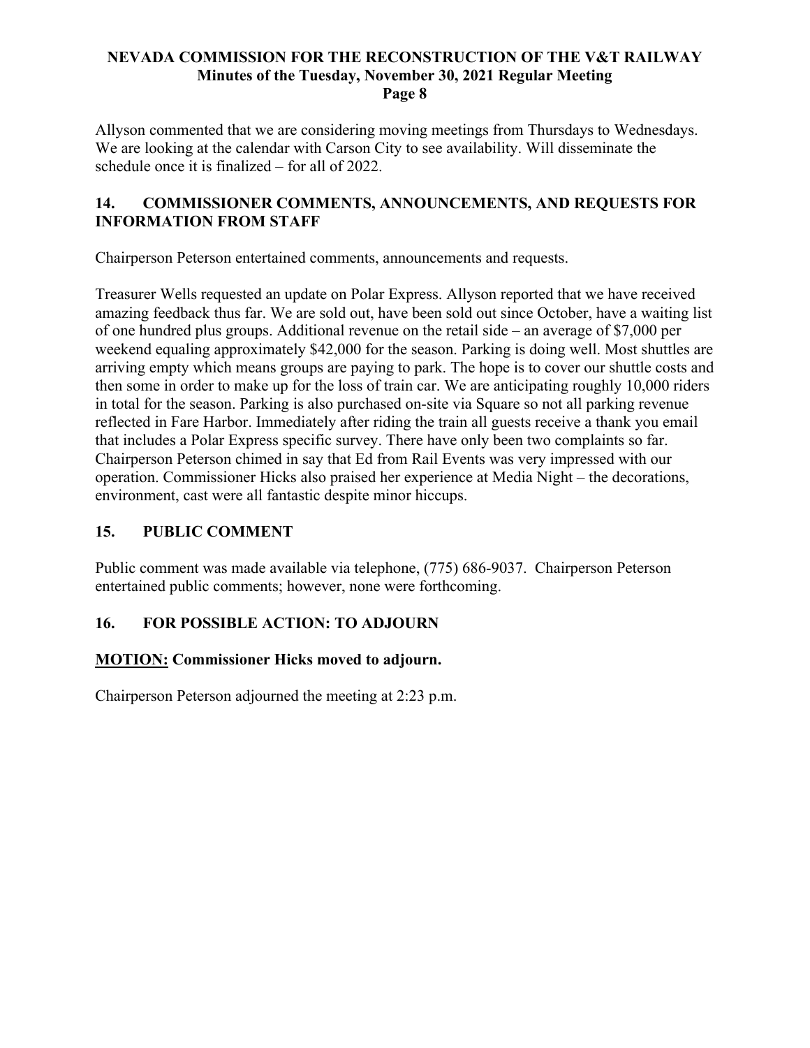Allyson commented that we are considering moving meetings from Thursdays to Wednesdays. We are looking at the calendar with Carson City to see availability. Will disseminate the schedule once it is finalized – for all of 2022.

## 14. COMMISSIONER COMMENTS, ANNOUNCEMENTS, AND REQUESTS FOR INFORMATION FROM STAFF

Chairperson Peterson entertained comments, announcements and requests.

Treasurer Wells requested an update on Polar Express. Allyson reported that we have received amazing feedback thus far. We are sold out, have been sold out since October, have a waiting list of one hundred plus groups. Additional revenue on the retail side – an average of $7,000 per weekend equaling approximately $42,000 for the season. Parking is doing well. Most shuttles are arriving empty which means groups are paying to park. The hope is to cover our shuttle costs and then some in order to make up for the loss of train car. We are anticipating roughly 10,000 riders in total for the season. Parking is also purchased on-site via Square so not all parking revenue reflected in Fare Harbor. Immediately after riding the train all guests receive a thank you email that includes a Polar Express specific survey. There have only been two complaints so far. Chairperson Peterson chimed in say that Ed from Rail Events was very impressed with our operation. Commissioner Hicks also praised her experience at Media Night – the decorations, environment, cast were all fantastic despite minor hiccups.

## 15. PUBLIC COMMENT

Public comment was made available via telephone, (775) 686-9037. Chairperson Peterson entertained public comments; however, none were forthcoming.

## 16. FOR POSSIBLE ACTION: TO ADJOURN

**MOTION: Commissioner Hicks moved to adjourn.**

Chairperson Peterson adjourned the meeting at 2:23 p.m.